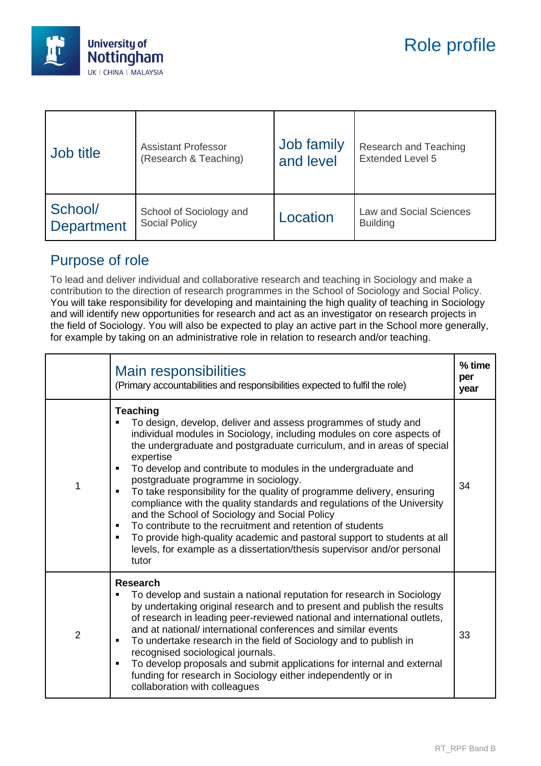# Role profile

| Job title | Assistant Professor (Research & Teaching) | Job family and level | Research and Teaching Extended Level 5 |
|---|---|---|---|
| School/ Department | School of Sociology and Social Policy | Location | Law and Social Sciences Building |

## Purpose of role

To lead and deliver individual and collaborative research and teaching in Sociology and make a contribution to the direction of research programmes in the School of Sociology and Social Policy. You will take responsibility for developing and maintaining the high quality of teaching in Sociology and will identify new opportunities for research and act as an investigator on research projects in the field of Sociology. You will also be expected to play an active part in the School more generally, for example by taking on an administrative role in relation to research and/or teaching.

| | Main responsibilities<br>(Primary accountabilities and responsibilities expected to fulfil the role) | % time per year |
|---|---|---|
| 1 | **Teaching**<br>▪ To design, develop, deliver and assess programmes of study and individual modules in Sociology, including modules on core aspects of the undergraduate and postgraduate curriculum, and in areas of special expertise<br>▪ To develop and contribute to modules in the undergraduate and postgraduate programme in sociology.<br>▪ To take responsibility for the quality of programme delivery, ensuring compliance with the quality standards and regulations of the University and the School of Sociology and Social Policy<br>▪ To contribute to the recruitment and retention of students<br>▪ To provide high-quality academic and pastoral support to students at all levels, for example as a dissertation/thesis supervisor and/or personal tutor | 34 |
| 2 | **Research**<br>▪ To develop and sustain a national reputation for research in Sociology by undertaking original research and to present and publish the results of research in leading peer-reviewed national and international outlets, and at national/ international conferences and similar events<br>▪ To undertake research in the field of Sociology and to publish in recognised sociological journals.<br>▪ To develop proposals and submit applications for internal and external funding for research in Sociology either independently or in collaboration with colleagues | 33 |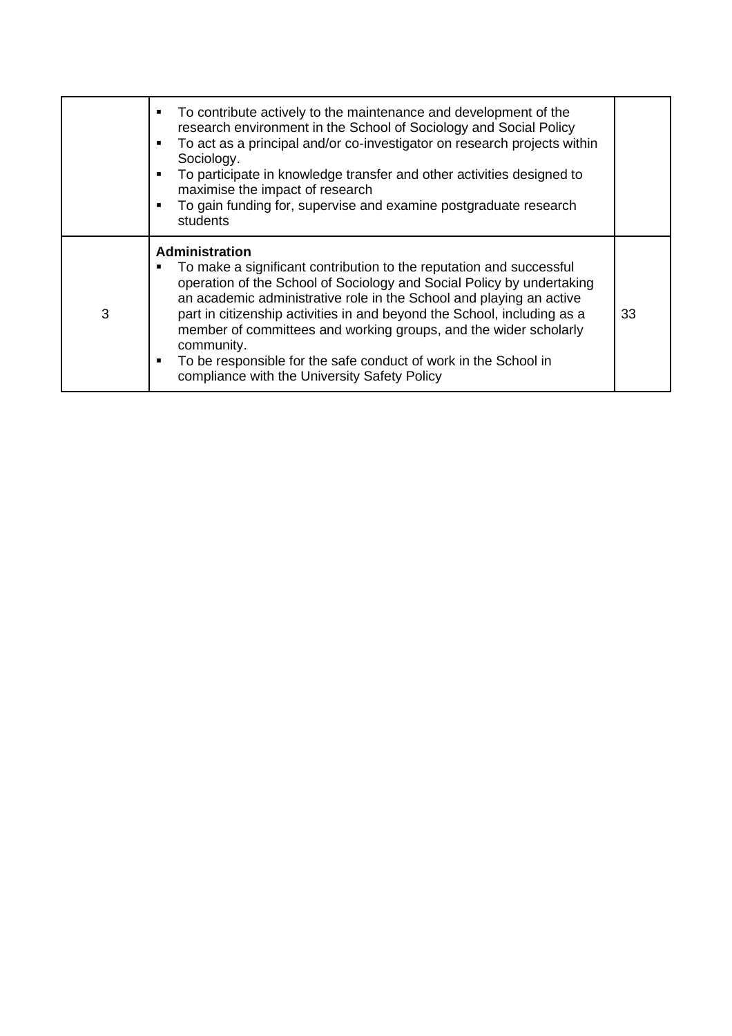| | | |
|---|---|---|
| | ▪ To contribute actively to the maintenance and development of the research environment in the School of Sociology and Social Policy<br>▪ To act as a principal and/or co-investigator on research projects within Sociology.<br>▪ To participate in knowledge transfer and other activities designed to maximise the impact of research<br>▪ To gain funding for, supervise and examine postgraduate research students | |
| 3 | **Administration**<br>▪ To make a significant contribution to the reputation and successful operation of the School of Sociology and Social Policy by undertaking an academic administrative role in the School and playing an active part in citizenship activities in and beyond the School, including as a member of committees and working groups, and the wider scholarly community.<br>▪ To be responsible for the safe conduct of work in the School in compliance with the University Safety Policy | 33 |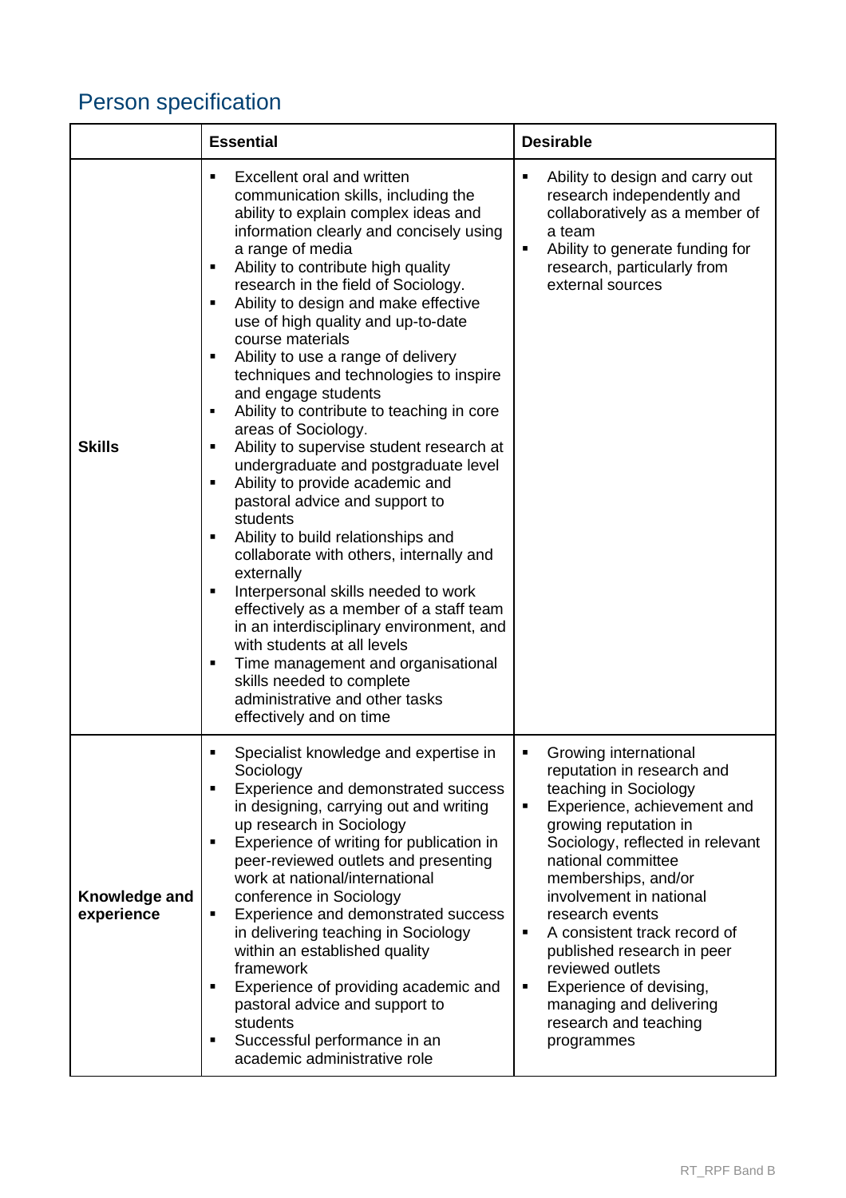## Person specification

| | Essential | Desirable |
|---|---|---|
| **Skills** | ▪ Excellent oral and written communication skills, including the ability to explain complex ideas and information clearly and concisely using a range of media<br>▪ Ability to contribute high quality research in the field of Sociology.<br>▪ Ability to design and make effective use of high quality and up-to-date course materials<br>▪ Ability to use a range of delivery techniques and technologies to inspire and engage students<br>▪ Ability to contribute to teaching in core areas of Sociology.<br>▪ Ability to supervise student research at undergraduate and postgraduate level<br>▪ Ability to provide academic and pastoral advice and support to students<br>▪ Ability to build relationships and collaborate with others, internally and externally<br>▪ Interpersonal skills needed to work effectively as a member of a staff team in an interdisciplinary environment, and with students at all levels<br>▪ Time management and organisational skills needed to complete administrative and other tasks effectively and on time | ▪ Ability to design and carry out research independently and collaboratively as a member of a team<br>▪ Ability to generate funding for research, particularly from external sources |
| **Knowledge and experience** | ▪ Specialist knowledge and expertise in Sociology<br>▪ Experience and demonstrated success in designing, carrying out and writing up research in Sociology<br>▪ Experience of writing for publication in peer-reviewed outlets and presenting work at national/international conference in Sociology<br>▪ Experience and demonstrated success in delivering teaching in Sociology within an established quality framework<br>▪ Experience of providing academic and pastoral advice and support to students<br>▪ Successful performance in an academic administrative role | ▪ Growing international reputation in research and teaching in Sociology<br>▪ Experience, achievement and growing reputation in Sociology, reflected in relevant national committee memberships, and/or involvement in national research events<br>▪ A consistent track record of published research in peer reviewed outlets<br>▪ Experience of devising, managing and delivering research and teaching programmes |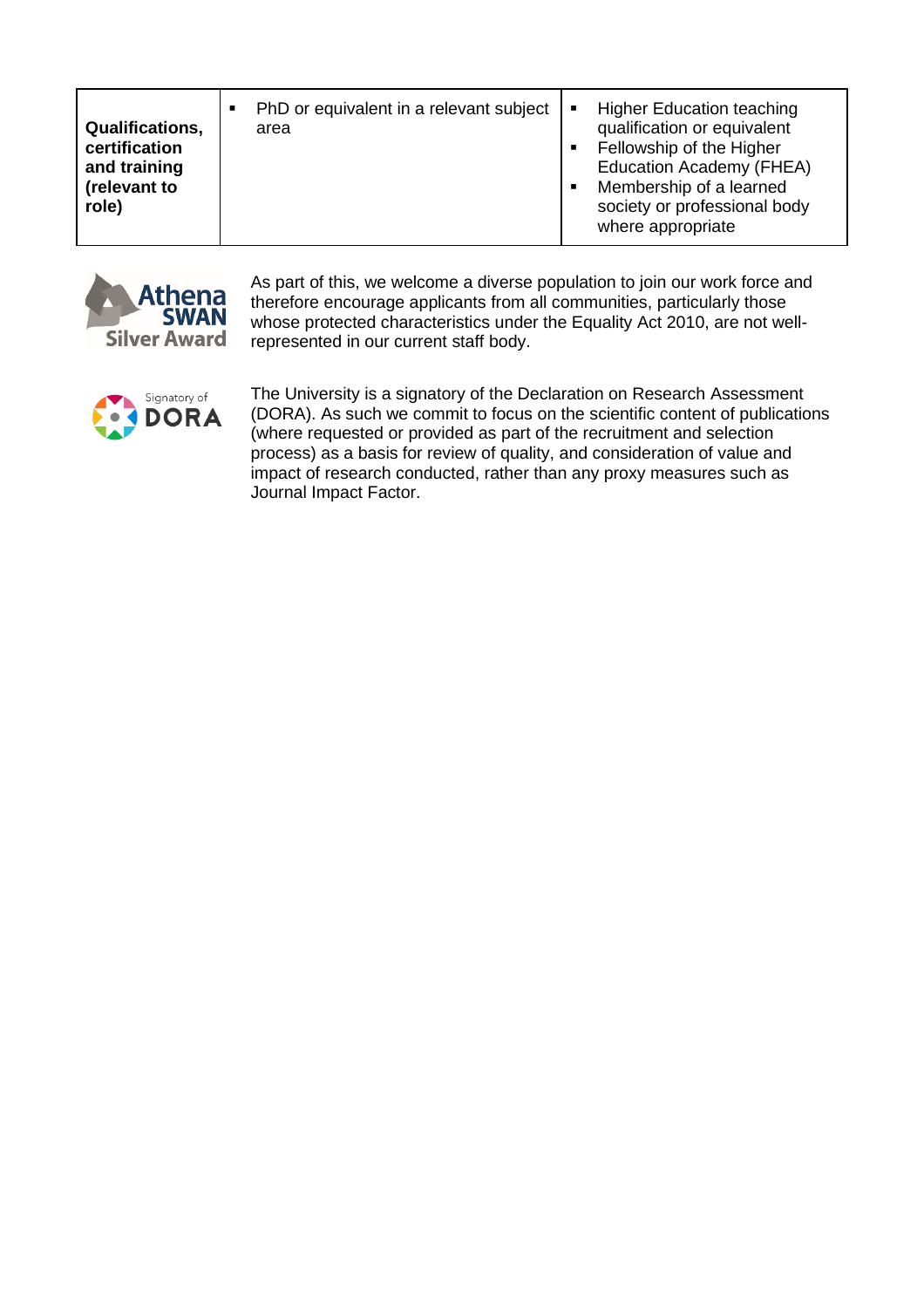| Qualifications, certification and training (relevant to role) | ▪ PhD or equivalent in a relevant subject area | ▪ Higher Education teaching qualification or equivalent<br>▪ Fellowship of the Higher Education Academy (FHEA)<br>▪ Membership of a learned society or professional body where appropriate |
|---|---|---|

As part of this, we welcome a diverse population to join our work force and therefore encourage applicants from all communities, particularly those whose protected characteristics under the Equality Act 2010, are not well-represented in our current staff body.

The University is a signatory of the Declaration on Research Assessment (DORA). As such we commit to focus on the scientific content of publications (where requested or provided as part of the recruitment and selection process) as a basis for review of quality, and consideration of value and impact of research conducted, rather than any proxy measures such as Journal Impact Factor.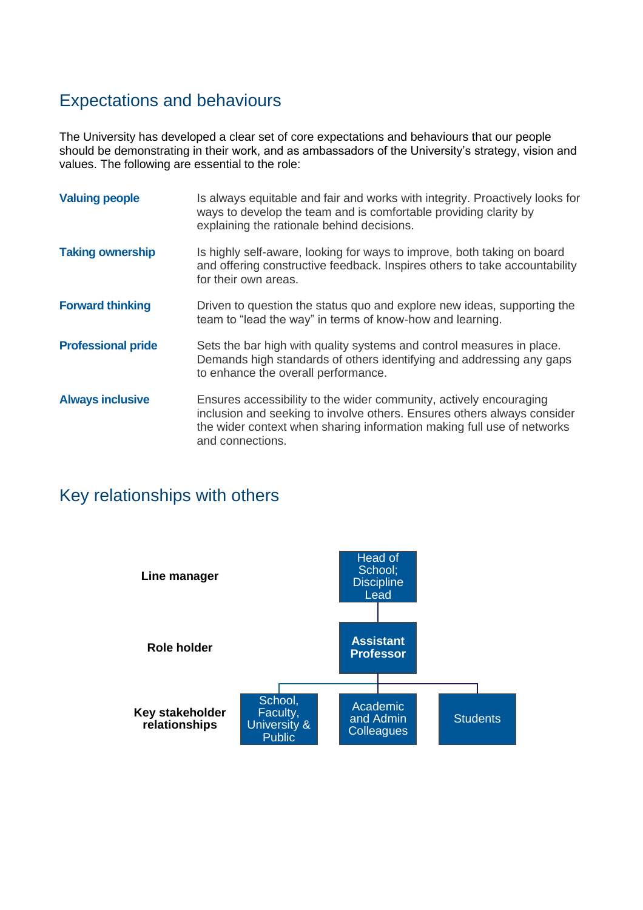## Expectations and behaviours

The University has developed a clear set of core expectations and behaviours that our people should be demonstrating in their work, and as ambassadors of the University's strategy, vision and values. The following are essential to the role:

| | |
|---|---|
| **Valuing people** | Is always equitable and fair and works with integrity. Proactively looks for ways to develop the team and is comfortable providing clarity by explaining the rationale behind decisions. |
| **Taking ownership** | Is highly self-aware, looking for ways to improve, both taking on board and offering constructive feedback. Inspires others to take accountability for their own areas. |
| **Forward thinking** | Driven to question the status quo and explore new ideas, supporting the team to "lead the way" in terms of know-how and learning. |
| **Professional pride** | Sets the bar high with quality systems and control measures in place. Demands high standards of others identifying and addressing any gaps to enhance the overall performance. |
| **Always inclusive** | Ensures accessibility to the wider community, actively encouraging inclusion and seeking to involve others. Ensures others always consider the wider context when sharing information making full use of networks and connections. |

## Key relationships with others

**Line manager**

Head of School; Discipline Lead

**Role holder**

**Assistant Professor**

**Key stakeholder relationships**

School, Faculty, University & Public

Academic and Admin Colleagues

Students